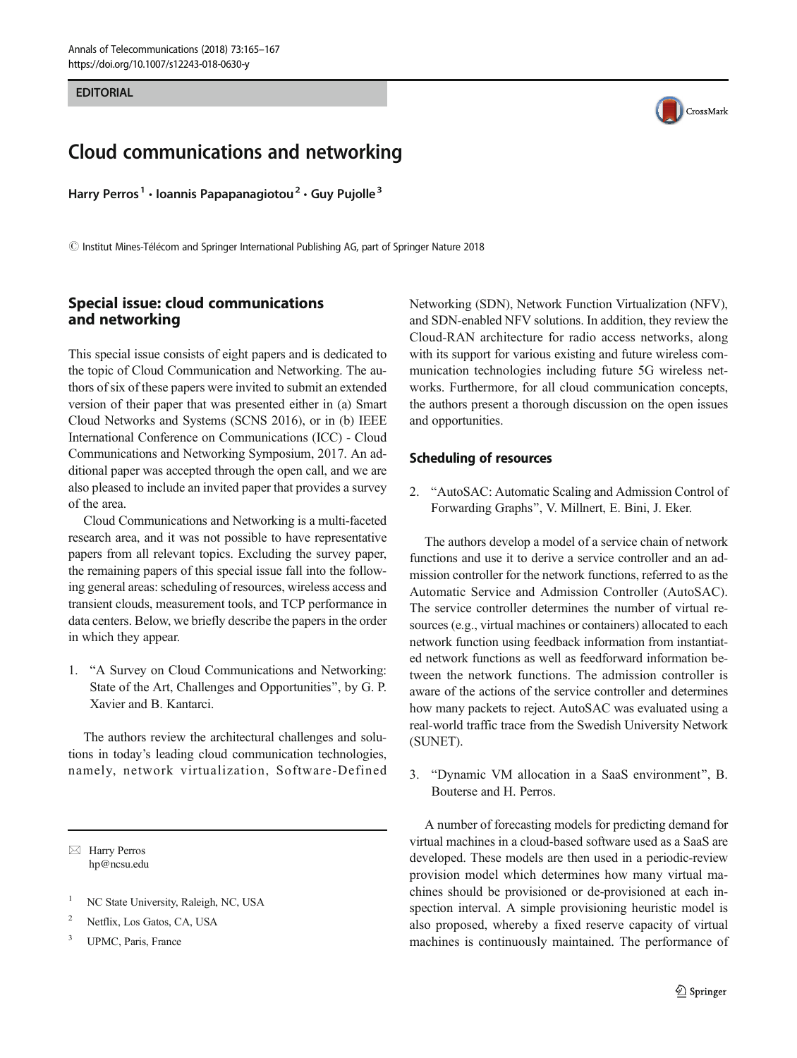EDITORIAL

# Cloud communications and networking

Harry Perros[1] · Ioannis Papapanagiotou[2] · Guy Pujolle[3]

© Institut Mines-Télécom and Springer International Publishing AG, part of Springer Nature 2018

## Special issue: cloud communications and networking

This special issue consists of eight papers and is dedicated to the topic of Cloud Communication and Networking. The authors of six of these papers were invited to submit an extended version of their paper that was presented either in (a) Smart Cloud Networks and Systems (SCNS 2016), or in (b) IEEE International Conference on Communications (ICC) - Cloud Communications and Networking Symposium, 2017. An additional paper was accepted through the open call, and we are also pleased to include an invited paper that provides a survey of the area.

Cloud Communications and Networking is a multi-faceted research area, and it was not possible to have representative papers from all relevant topics. Excluding the survey paper, the remaining papers of this special issue fall into the following general areas: scheduling of resources, wireless access and transient clouds, measurement tools, and TCP performance in data centers. Below, we briefly describe the papers in the order in which they appear.

1. "A Survey on Cloud Communications and Networking: State of the Art, Challenges and Opportunities", by G. P. Xavier and B. Kantarci.

The authors review the architectural challenges and solutions in today's leading cloud communication technologies, namely, network virtualization, Software-Defined Networking (SDN), Network Function Virtualization (NFV), and SDN-enabled NFV solutions. In addition, they review the Cloud-RAN architecture for radio access networks, along with its support for various existing and future wireless communication technologies including future 5G wireless networks. Furthermore, for all cloud communication concepts, the authors present a thorough discussion on the open issues and opportunities.

### Scheduling of resources

2. "AutoSAC: Automatic Scaling and Admission Control of Forwarding Graphs", V. Millnert, E. Bini, J. Eker.

The authors develop a model of a service chain of network functions and use it to derive a service controller and an admission controller for the network functions, referred to as the Automatic Service and Admission Controller (AutoSAC). The service controller determines the number of virtual resources (e.g., virtual machines or containers) allocated to each network function using feedback information from instantiated network functions as well as feedforward information between the network functions. The admission controller is aware of the actions of the service controller and determines how many packets to reject. AutoSAC was evaluated using a real-world traffic trace from the Swedish University Network (SUNET).

3. "Dynamic VM allocation in a SaaS environment", B. Bouterse and H. Perros.

A number of forecasting models for predicting demand for virtual machines in a cloud-based software used as a SaaS are developed. These models are then used in a periodic-review provision model which determines how many virtual machines should be provisioned or de-provisioned at each inspection interval. A simple provisioning heuristic model is also proposed, whereby a fixed reserve capacity of virtual machines is continuously maintained. The performance of

✉ Harry Perros
hp@ncsu.edu

[1] NC State University, Raleigh, NC, USA

[2] Netflix, Los Gatos, CA, USA

[3] UPMC, Paris, France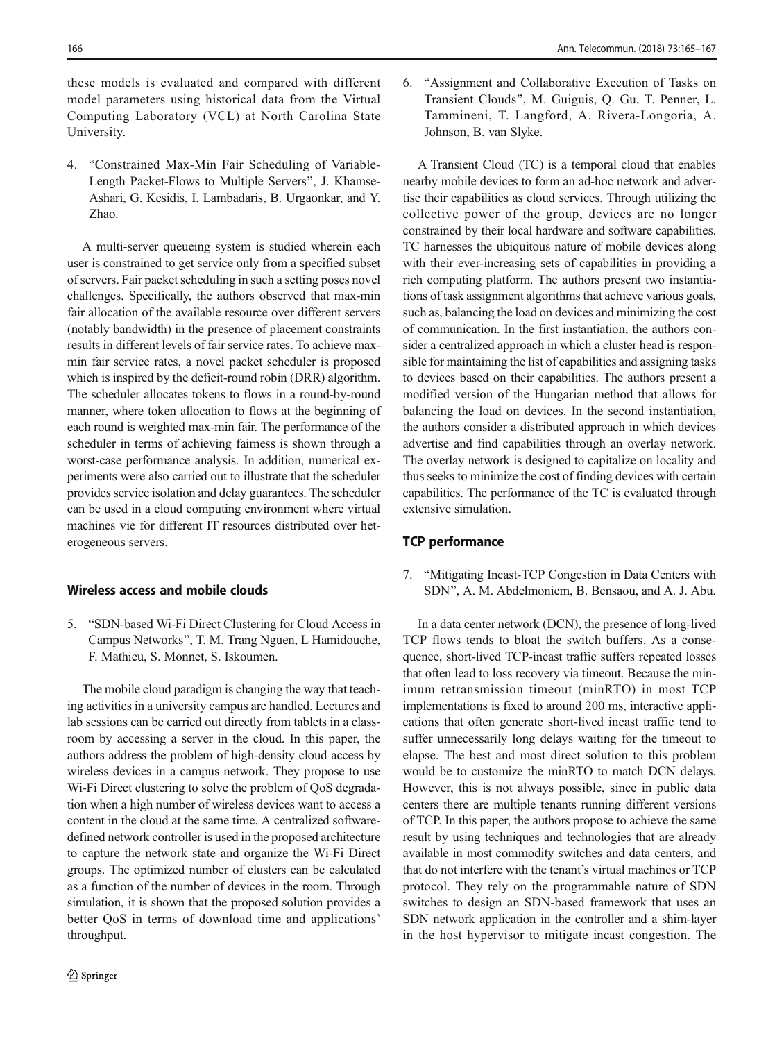these models is evaluated and compared with different model parameters using historical data from the Virtual Computing Laboratory (VCL) at North Carolina State University.

4. "Constrained Max-Min Fair Scheduling of Variable-Length Packet-Flows to Multiple Servers", J. Khamse-Ashari, G. Kesidis, I. Lambadaris, B. Urgaonkar, and Y. Zhao.

A multi-server queueing system is studied wherein each user is constrained to get service only from a specified subset of servers. Fair packet scheduling in such a setting poses novel challenges. Specifically, the authors observed that max-min fair allocation of the available resource over different servers (notably bandwidth) in the presence of placement constraints results in different levels of fair service rates. To achieve max-min fair service rates, a novel packet scheduler is proposed which is inspired by the deficit-round robin (DRR) algorithm. The scheduler allocates tokens to flows in a round-by-round manner, where token allocation to flows at the beginning of each round is weighted max-min fair. The performance of the scheduler in terms of achieving fairness is shown through a worst-case performance analysis. In addition, numerical experiments were also carried out to illustrate that the scheduler provides service isolation and delay guarantees. The scheduler can be used in a cloud computing environment where virtual machines vie for different IT resources distributed over heterogeneous servers.

## Wireless access and mobile clouds

5. "SDN-based Wi-Fi Direct Clustering for Cloud Access in Campus Networks", T. M. Trang Nguen, L Hamidouche, F. Mathieu, S. Monnet, S. Iskoumen.

The mobile cloud paradigm is changing the way that teaching activities in a university campus are handled. Lectures and lab sessions can be carried out directly from tablets in a classroom by accessing a server in the cloud. In this paper, the authors address the problem of high-density cloud access by wireless devices in a campus network. They propose to use Wi-Fi Direct clustering to solve the problem of QoS degradation when a high number of wireless devices want to access a content in the cloud at the same time. A centralized software-defined network controller is used in the proposed architecture to capture the network state and organize the Wi-Fi Direct groups. The optimized number of clusters can be calculated as a function of the number of devices in the room. Through simulation, it is shown that the proposed solution provides a better QoS in terms of download time and applications' throughput.

6. "Assignment and Collaborative Execution of Tasks on Transient Clouds", M. Guiguis, Q. Gu, T. Penner, L. Tammineni, T. Langford, A. Rivera-Longoria, A. Johnson, B. van Slyke.

A Transient Cloud (TC) is a temporal cloud that enables nearby mobile devices to form an ad-hoc network and advertise their capabilities as cloud services. Through utilizing the collective power of the group, devices are no longer constrained by their local hardware and software capabilities. TC harnesses the ubiquitous nature of mobile devices along with their ever-increasing sets of capabilities in providing a rich computing platform. The authors present two instantiations of task assignment algorithms that achieve various goals, such as, balancing the load on devices and minimizing the cost of communication. In the first instantiation, the authors consider a centralized approach in which a cluster head is responsible for maintaining the list of capabilities and assigning tasks to devices based on their capabilities. The authors present a modified version of the Hungarian method that allows for balancing the load on devices. In the second instantiation, the authors consider a distributed approach in which devices advertise and find capabilities through an overlay network. The overlay network is designed to capitalize on locality and thus seeks to minimize the cost of finding devices with certain capabilities. The performance of the TC is evaluated through extensive simulation.

## TCP performance

7. "Mitigating Incast-TCP Congestion in Data Centers with SDN", A. M. Abdelmoniem, B. Bensaou, and A. J. Abu.

In a data center network (DCN), the presence of long-lived TCP flows tends to bloat the switch buffers. As a consequence, short-lived TCP-incast traffic suffers repeated losses that often lead to loss recovery via timeout. Because the minimum retransmission timeout (minRTO) in most TCP implementations is fixed to around 200 ms, interactive applications that often generate short-lived incast traffic tend to suffer unnecessarily long delays waiting for the timeout to elapse. The best and most direct solution to this problem would be to customize the minRTO to match DCN delays. However, this is not always possible, since in public data centers there are multiple tenants running different versions of TCP. In this paper, the authors propose to achieve the same result by using techniques and technologies that are already available in most commodity switches and data centers, and that do not interfere with the tenant's virtual machines or TCP protocol. They rely on the programmable nature of SDN switches to design an SDN-based framework that uses an SDN network application in the controller and a shim-layer in the host hypervisor to mitigate incast congestion. The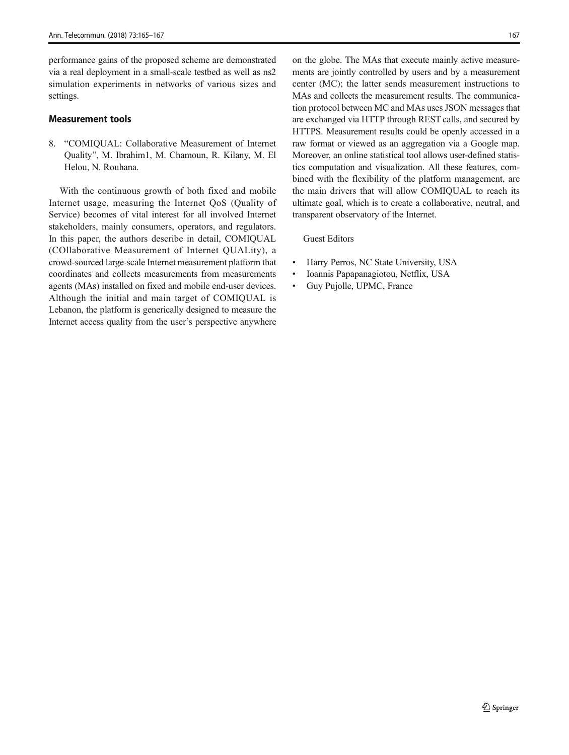performance gains of the proposed scheme are demonstrated via a real deployment in a small-scale testbed as well as ns2 simulation experiments in networks of various sizes and settings.

## Measurement tools

8. "COMIQUAL: Collaborative Measurement of Internet Quality", M. Ibrahim1, M. Chamoun, R. Kilany, M. El Helou, N. Rouhana.

With the continuous growth of both fixed and mobile Internet usage, measuring the Internet QoS (Quality of Service) becomes of vital interest for all involved Internet stakeholders, mainly consumers, operators, and regulators. In this paper, the authors describe in detail, COMIQUAL (COllaborative Measurement of Internet QUALity), a crowd-sourced large-scale Internet measurement platform that coordinates and collects measurements from measurements agents (MAs) installed on fixed and mobile end-user devices. Although the initial and main target of COMIQUAL is Lebanon, the platform is generically designed to measure the Internet access quality from the user's perspective anywhere on the globe. The MAs that execute mainly active measurements are jointly controlled by users and by a measurement center (MC); the latter sends measurement instructions to MAs and collects the measurement results. The communication protocol between MC and MAs uses JSON messages that are exchanged via HTTP through REST calls, and secured by HTTPS. Measurement results could be openly accessed in a raw format or viewed as an aggregation via a Google map. Moreover, an online statistical tool allows user-defined statistics computation and visualization. All these features, combined with the flexibility of the platform management, are the main drivers that will allow COMIQUAL to reach its ultimate goal, which is to create a collaborative, neutral, and transparent observatory of the Internet.

Guest Editors

- Harry Perros, NC State University, USA
- Ioannis Papapanagiotou, Netflix, USA
- Guy Pujolle, UPMC, France